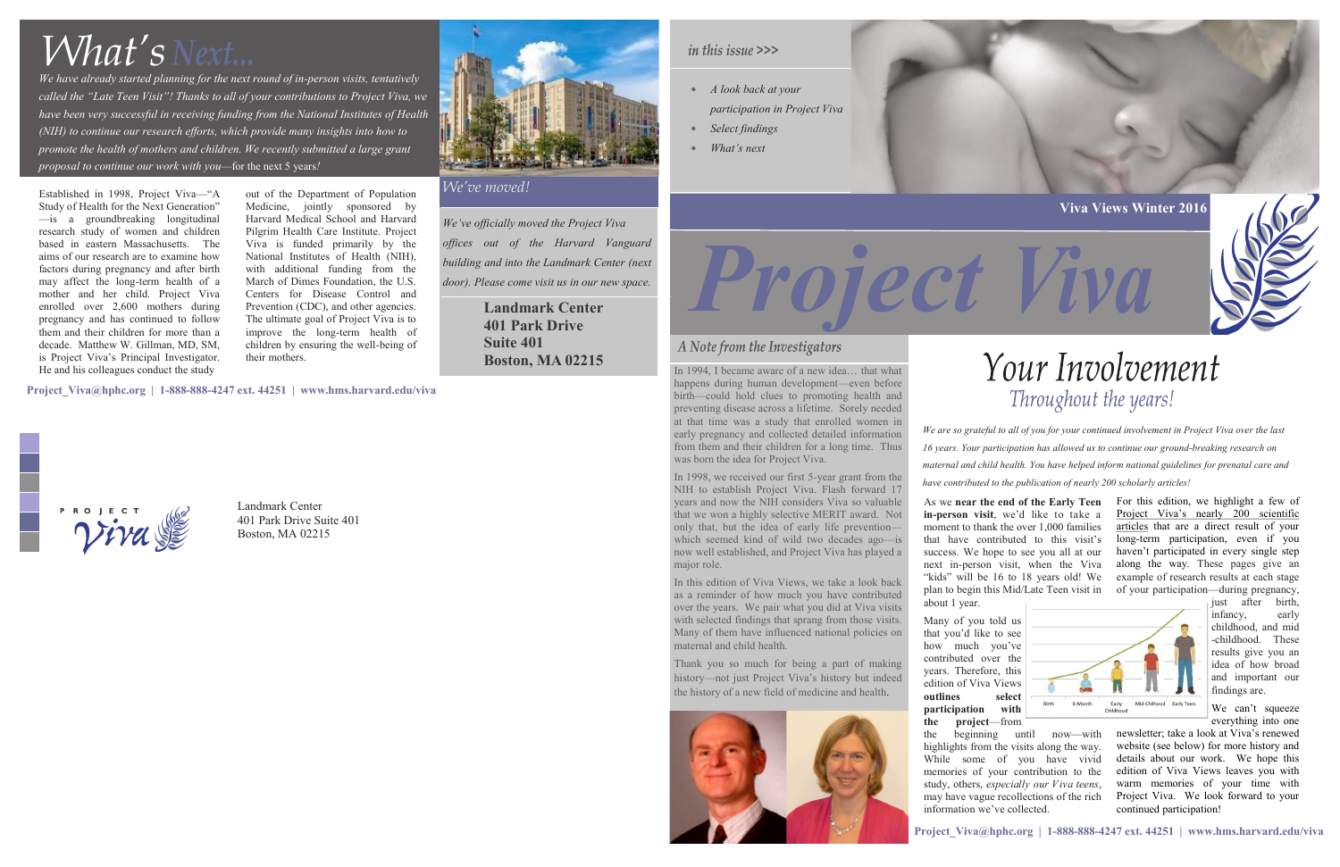# What's *Next...*

*We have already started planning for the next round of in-person visits, tentatively called the "Late Teen Visit"! Thanks to all of your contributions to Project Viva, we have been very successful in receiving funding from the National Institutes of Health (NIH) to continue our research efforts, which provide many insights into how to promote the health of mothers and children. We recently submitted a large grant proposal to continue our work with you*—for the next 5 years*!*

Established in 1998, Project Viva—"A Study of Health for the Next Generation"—is a groundbreaking longitudinal research study of women and children based in eastern Massachusetts. The aims of our research are to examine how factors during pregnancy and after birth may affect the long-term health of a mother and her child. Project Viva enrolled over 2,600 mothers during pregnancy and has continued to follow them and their children for more than a decade. Matthew W. Gillman, MD, SM, is Project Viva's Principal Investigator. He and his colleagues conduct the study out of the Department of Population Medicine, jointly sponsored by Harvard Medical School and Harvard Pilgrim Health Care Institute. Project Viva is funded primarily by the National Institutes of Health (NIH), with additional funding from the March of Dimes Foundation, the U.S. Centers for Disease Control and Prevention (CDC), and other agencies. The ultimate goal of Project Viva is to improve the long-term health of children by ensuring the well-being of their mothers.

## *We've moved!*

*We've officially moved the Project Viva offices out of the Harvard Vanguard building and into the Landmark Center (next door). Please come visit us in our new space.*

**Landmark Center**
**401 Park Drive**
**Suite 401**
**Boston, MA 02215**

**Project_Viva@hphc.org | 1-888-888-4247 ext. 44251 | www.hms.harvard.edu/viva**

PROJECT Viva

Landmark Center
401 Park Drive Suite 401
Boston, MA 02215

*in this issue >>>*

- *A look back at your participation in Project Viva*
- *Select findings*
- *What's next*

**Viva Views Winter 2016**

# *Project Viva*

## *A Note from the Investigators*

In 1994, I became aware of a new idea… that what happens during human development—even before birth—could hold clues to promoting health and preventing disease across a lifetime. Sorely needed at that time was a study that enrolled women in early pregnancy and collected detailed information from them and their children for a long time. Thus was born the idea for Project Viva.

In 1998, we received our first 5-year grant from the NIH to establish Project Viva. Flash forward 17 years and now the NIH considers Viva so valuable that we won a highly selective MERIT award. Not only that, but the idea of early life prevention—which seemed kind of wild two decades ago—is now well established, and Project Viva has played a major role.

In this edition of Viva Views, we take a look back as a reminder of how much you have contributed over the years. We pair what you did at Viva visits with selected findings that sprang from those visits. Many of them have influenced national policies on maternal and child health.

Thank you so much for being a part of making history—not just Project Viva's history but indeed the history of a new field of medicine and health.

# Your Involvement
## *Throughout the years!*

*We are so grateful to all of you for your continued involvement in Project Viva over the last 16 years. Your participation has allowed us to continue our ground-breaking research on maternal and child health. You have helped inform national guidelines for prenatal care and have contributed to the publication of nearly 200 scholarly articles!*

As we **near the end of the Early Teen in-person visit**, we'd like to take a moment to thank the over 1,000 families that have contributed to this visit's success. We hope to see you all at our next in-person visit, when the Viva "kids" will be 16 to 18 years old! We plan to begin this Mid/Late Teen visit in about 1 year.

Many of you told us that you'd like to see how much you've contributed over the years. Therefore, this edition of Viva Views **outlines select participation with the project**—from the beginning until now—with highlights from the visits along the way. While some of you have vivid memories of your contribution to the study, others, *especially our Viva teens*, may have vague recollections of the rich information we've collected.

For this edition, we highlight a few of Project Viva's nearly 200 scientific articles that are a direct result of your long-term participation, even if you haven't participated in every single step along the way. These pages give an example of research results at each stage of your participation—during pregnancy, just after birth, infancy, early childhood, and mid-childhood. These results give you an idea of how broad and important our findings are.

Birth | 6-Month | Early Childhood | Mid-Childhood | Early Teens

We can't squeeze everything into one newsletter; take a look at Viva's renewed website (see below) for more history and details about our work. We hope this edition of Viva Views leaves you with warm memories of your time with Project Viva. We look forward to your continued participation!

**Project_Viva@hphc.org | 1-888-888-4247 ext. 44251 | www.hms.harvard.edu/viva**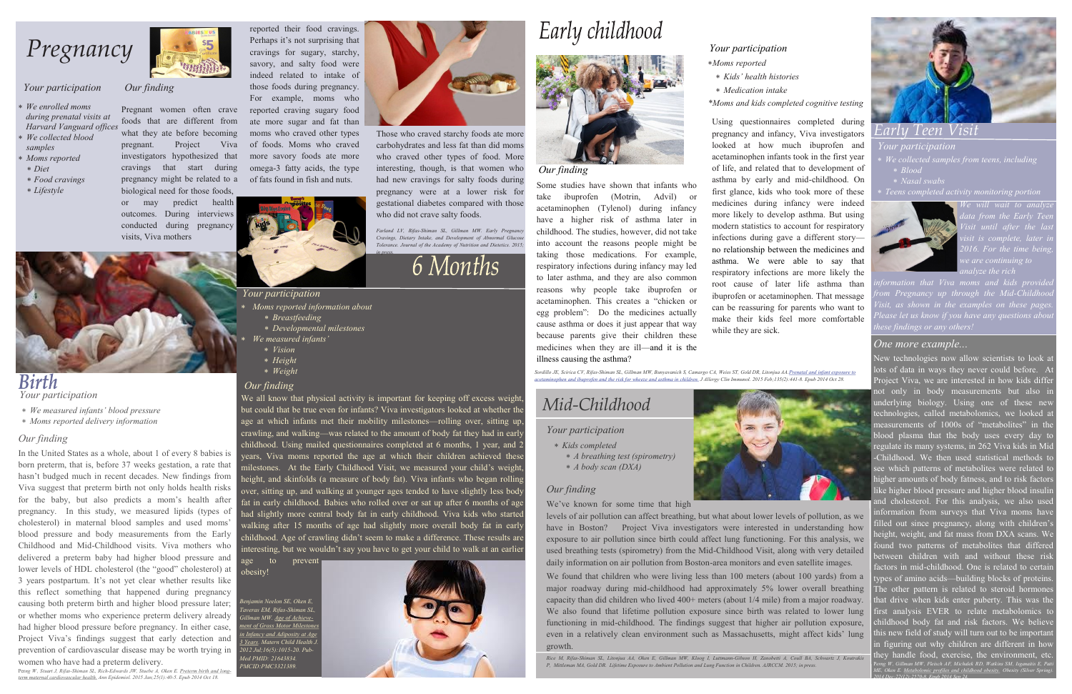# Pregnancy

### Your participation

- We enrolled moms during prenatal visits at Harvard Vanguard offices
- We collected blood samples
- Moms reported
  - Diet
  - Food cravings
  - Lifestyle

### Our finding

Pregnant women often crave foods that are different from what they ate before becoming pregnant. Project Viva investigators hypothesized that cravings that start during pregnancy might be related to a biological need for those foods, or may predict health outcomes. During interviews conducted during pregnancy visits, Viva mothers reported their food cravings. Perhaps it's not surprising that cravings for sugary, starchy, savory, and salty food were indeed related to intake of those foods during pregnancy. For example, moms who reported craving sugary food ate more sugar and fat than moms who craved other types of foods. Moms who craved more savory foods ate more omega-3 fatty acids, the type of fats found in fish and nuts. Those who craved starchy foods ate more carbohydrates and less fat than did moms who craved other types of food. More interesting, though, is that women who had new cravings for salty foods during pregnancy were at a lower risk for gestational diabetes compared with those who did not crave salty foods.

*Farland LV, Rifas-Shiman SL, Gillman MW. Early Pregnancy Cravings, Dietary Intake, and Development of Abnormal Glucose Tolerance. Journal of the Academy of Nutrition and Dietetics. 2015; in press.*

# Birth

### Your participation

- We measured infants' blood pressure
- Moms reported delivery information

### Our finding

In the United States as a whole, about 1 of every 8 babies is born preterm, that is, before 37 weeks gestation, a rate that hasn't budged much in recent decades. New findings from Viva suggest that preterm birth not only holds health risks for the baby, but also predicts a mom's health after pregnancy. In this study, we measured lipids (types of cholesterol) in maternal blood samples and used moms' blood pressure and body measurements from the Early Childhood and Mid-Childhood visits. Viva mothers who delivered a preterm baby had higher blood pressure and lower levels of HDL cholesterol (the "good" cholesterol) at 3 years postpartum. It's not yet clear whether results like this reflect something that happened during pregnancy causing both preterm birth and higher blood pressure later; or whether moms who experience preterm delivery already had higher blood pressure before pregnancy. In either case, Project Viva's findings suggest that early detection and prevention of cardiovascular disease may be worth trying in women who have had a preterm delivery.

*Perng W, Stuart J, Rifas-Shiman SL, Rich-Edwards JW, Stuebe A, Oken E. Preterm birth and long-term maternal cardiovascular health. Ann Epidemiol. 2015 Jan;25(1):40-5. Epub 2014 Oct 18.*

# 6 Months

### Your participation

- Moms reported information about
  - Breastfeeding
  - Developmental milestones
- We measured infants'
  - Vision
  - Height
  - Weight

### Our finding

We all know that physical activity is important for keeping off excess weight, but could that be true even for infants? Viva investigators looked at whether the age at which infants met their mobility milestones—rolling over, sitting up, crawling, and walking—was related to the amount of body fat they had in early childhood. Using mailed questionnaires completed at 6 months, 1 year, and 2 years, Viva moms reported the age at which their children achieved these milestones. At the Early Childhood Visit, we measured your child's weight, height, and skinfolds (a measure of body fat). Viva infants who began rolling over, sitting up, and walking at younger ages tended to have slightly less body fat in early childhood. Babies who rolled over or sat up after 6 months of age had slightly more central body fat in early childhood. Viva kids who started walking after 15 months of age had slightly more overall body fat in early childhood. Age of crawling didn't seem to make a difference. These results are interesting, but we wouldn't say you have to get your child to walk at an earlier age to prevent obesity!

*Benjamin Neelon SE, Oken E, Taveras EM, Rifas-Shiman SL, Gillman MW. Age of Achievement of Gross Motor Milestones in Infancy and Adiposity at Age 3 Years. Matern Child Health J. 2012 Jul;16(5):1015-20. PubMed PMID: 21643834. PMCID:PMC3321389.*

# Early childhood

### Your participation

- Moms reported
  - Kids' health histories
  - Medication intake
- Moms and kids completed cognitive testing

### Our finding

Some studies have shown that infants who take ibuprofen (Motrin, Advil) or acetaminophen (Tylenol) during infancy have a higher risk of asthma later in childhood. The studies, however, did not take into account the reasons people might be taking those medications. For example, respiratory infections during infancy may lead to later asthma, and they are also common reasons why people take ibuprofen or acetaminophen. This creates a "chicken or egg problem": Do the medicines actually cause asthma or does it just appear that way because parents give their children these medicines when they are ill—and it is the illness causing the asthma?

Using questionnaires completed during pregnancy and infancy, Viva investigators looked at how much ibuprofen and acetaminophen infants took in the first year of life, and related that to development of asthma by early and mid-childhood. On first glance, kids who took more of these medicines during infancy were indeed more likely to develop asthma. But using modern statistics to account for respiratory infections during gave a different story—no relationship between the medicines and asthma. We were able to say that respiratory infections are more likely the root cause of later life asthma than ibuprofen or acetaminophen. That message can be reassuring for parents who want to make their kids feel more comfortable while they are sick.

*Sordillo JE, Scirica CV, Rifas-Shiman SL, Gillman MW, Bunyavanich S, Camargo CA, Weiss ST, Gold DR, Litonjua AA. Prenatal and infant exposure to acetaminophen and ibuprofen and the risk for wheeze and asthma in children. J Allergy Clin Immunol. 2015 Feb;135(2):441-8. Epub 2014 Oct 28.*

# Mid-Childhood

### Your participation

- Kids completed
  - A breathing test (spirometry)
  - A body scan (DXA)

### Our finding

We've known for some time that high levels of air pollution can affect breathing, but what about lower levels of pollution, as we have in Boston? Project Viva investigators were interested in understanding how exposure to air pollution since birth could affect lung functioning. For this analysis, we used breathing tests (spirometry) from the Mid-Childhood Visit, along with very detailed daily information on air pollution from Boston-area monitors and even satellite images.

We found that children who were living less than 100 meters (about 100 yards) from a major roadway during mid-childhood had approximately 5% lower overall breathing capacity than did children who lived 400+ meters (about 1/4 mile) from a major roadway. We also found that lifetime pollution exposure since birth was related to lower lung functioning in mid-childhood. The findings suggest that higher air pollution exposure, even in a relatively clean environment such as Massachusetts, might affect kids' lung growth.

*Rice M, Rifas-Shiman SL, Litonjua AA, Oken E, Gillman MW, Kloog I, Luttmann-Gibson H, Zanobetti A, Coull BA, Schwartz J, Koutrakis P, Mittleman MA, Gold DR. Lifetime Exposure to Ambient Pollution and Lung Function in Children. AJRCCM. 2015; in press.*

# Early Teen Visit

### Your participation

- We collected samples from teens, including
  - Blood
  - Nasal swabs
- Teens completed activity monitoring portion

*We will wait to analyze data from the Early Teen Visit until after the last visit is complete, later in 2016. For the time being, we are continuing to analyze the rich information that Viva moms and kids provided from Pregnancy up through the Mid-Childhood Visit, as shown in the examples on these pages. Please let us know if you have any questions about these findings or any others!*

### One more example...

New technologies now allow scientists to look at lots of data in ways they never could before. At Project Viva, we are interested in how kids differ not only in body measurements but also in underlying biology. Using one of these new technologies, called metabolomics, we looked at measurements of 1000s of "metabolites" in the blood plasma that the body uses every day to regulate its many systems, in 262 Viva kids in Mid-Childhood. We then used statistical methods to see which patterns of metabolites were related to higher amounts of body fatness, and to risk factors like higher blood pressure and higher blood insulin and cholesterol. For this analysis, we also used information from surveys that Viva moms have filled out since pregnancy, along with children's height, weight, and fat mass from DXA scans. We found two patterns of metabolites that differed between children with and without these risk factors in mid-childhood. One is related to certain types of amino acids—building blocks of proteins. The other pattern is related to steroid hormones that drive when kids enter puberty. This was the first analysis EVER to relate metabolomics to childhood body fat and risk factors. We believe this new field of study will turn out to be important in figuring out why children are different in how they handle food, exercise, the environment, etc.

*Perng W, Gillman MW, Fleisch AF, Michalek RD, Watkins SM, Isganaitis E, Patti ME, Oken E. Metabolomic profiles and childhood obesity. Obesity (Silver Spring). 2014 Dec;22(12):2570-8. Epub 2014 Sep 24.*